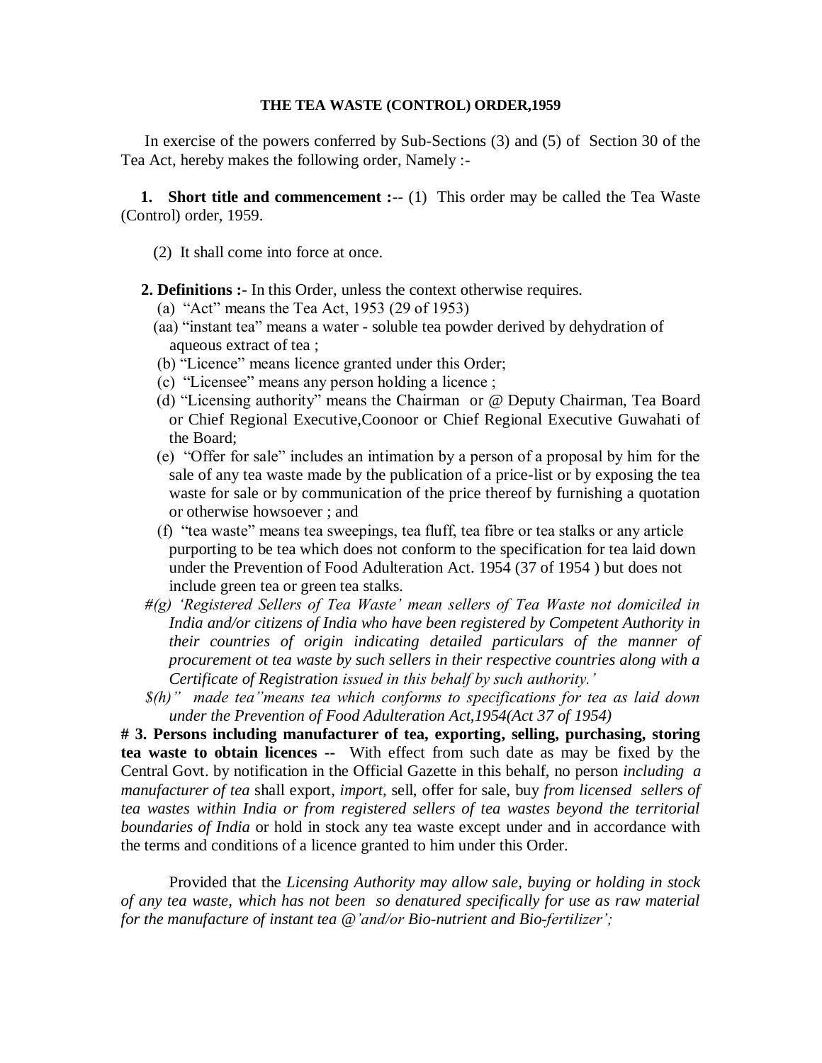## THE TEA WASTE (CONTROL) ORDER,1959

In exercise of the powers conferred by Sub-Sections (3) and (5) of Section 30 of the Tea Act, hereby makes the following order, Namely :-

**1. Short title and commencement :--** (1) This order may be called the Tea Waste (Control) order, 1959.

(2) It shall come into force at once.

**2. Definitions :-** In this Order, unless the context otherwise requires.

(a) "Act" means the Tea Act, 1953 (29 of 1953)

(aa) "instant tea" means a water - soluble tea powder derived by dehydration of aqueous extract of tea ;

(b) "Licence" means licence granted under this Order;

(c) "Licensee" means any person holding a licence ;

(d) "Licensing authority" means the Chairman or @ Deputy Chairman, Tea Board or Chief Regional Executive,Coonoor or Chief Regional Executive Guwahati of the Board;

(e) "Offer for sale" includes an intimation by a person of a proposal by him for the sale of any tea waste made by the publication of a price-list or by exposing the tea waste for sale or by communication of the price thereof by furnishing a quotation or otherwise howsoever ; and

(f) "tea waste" means tea sweepings, tea fluff, tea fibre or tea stalks or any article purporting to be tea which does not conform to the specification for tea laid down under the Prevention of Food Adulteration Act. 1954 (37 of 1954 ) but does not include green tea or green tea stalks.

*#(g) 'Registered Sellers of Tea Waste' mean sellers of Tea Waste not domiciled in India and/or citizens of India who have been registered by Competent Authority in their countries of origin indicating detailed particulars of the manner of procurement ot tea waste by such sellers in their respective countries along with a Certificate of Registration issued in this behalf by such authority.'*

*$(h)" made tea"means tea which conforms to specifications for tea as laid down under the Prevention of Food Adulteration Act,1954(Act 37 of 1954)*

**# 3. Persons including manufacturer of tea, exporting, selling, purchasing, storing tea waste to obtain licences --** With effect from such date as may be fixed by the Central Govt. by notification in the Official Gazette in this behalf, no person *including a manufacturer of tea* shall export, *import,* sell, offer for sale, buy *from licensed sellers of tea wastes within India or from registered sellers of tea wastes beyond the territorial boundaries of India* or hold in stock any tea waste except under and in accordance with the terms and conditions of a licence granted to him under this Order.

Provided that the *Licensing Authority may allow sale, buying or holding in stock of any tea waste, which has not been so denatured specifically for use as raw material for the manufacture of instant tea @'and/or Bio-nutrient and Bio-fertilizer';*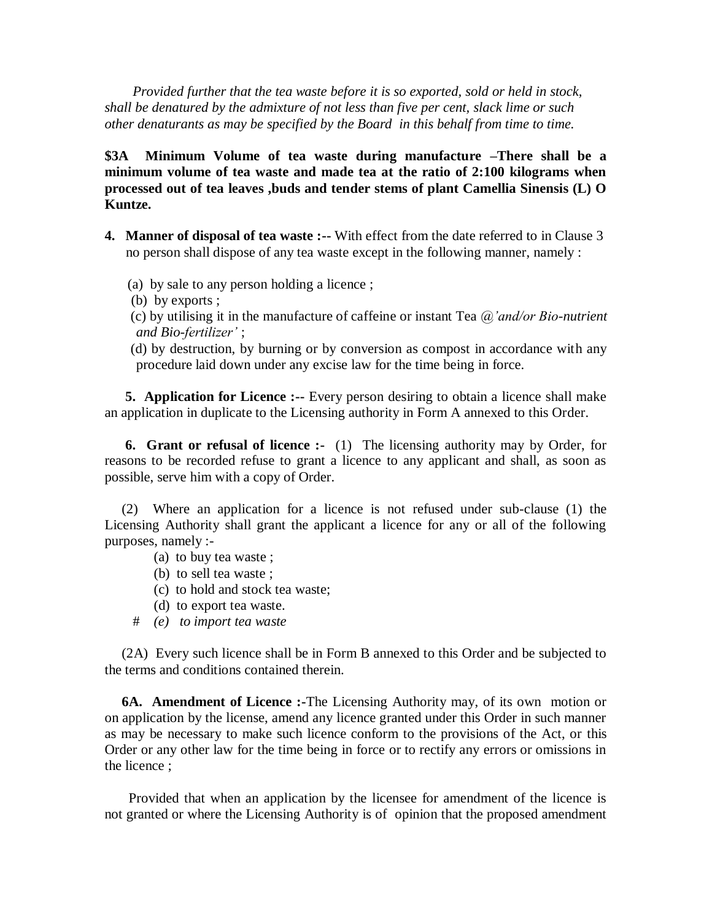*Provided further that the tea waste before it is so exported, sold or held in stock, shall be denatured by the admixture of not less than five per cent, slack lime or such other denaturants as may be specified by the Board in this behalf from time to time.*

**$3A Minimum Volume of tea waste during manufacture –There shall be a minimum volume of tea waste and made tea at the ratio of 2:100 kilograms when processed out of tea leaves ,buds and tender stems of plant Camellia Sinensis (L) O Kuntze.**

**4. Manner of disposal of tea waste :--** With effect from the date referred to in Clause 3 no person shall dispose of any tea waste except in the following manner, namely :

(a) by sale to any person holding a licence ;
(b) by exports ;
(c) by utilising it in the manufacture of caffeine or instant Tea *@'and/or Bio-nutrient and Bio-fertilizer'* ;
(d) by destruction, by burning or by conversion as compost in accordance with any procedure laid down under any excise law for the time being in force.

**5. Application for Licence :--** Every person desiring to obtain a licence shall make an application in duplicate to the Licensing authority in Form A annexed to this Order.

**6. Grant or refusal of licence :-** (1) The licensing authority may by Order, for reasons to be recorded refuse to grant a licence to any applicant and shall, as soon as possible, serve him with a copy of Order.

(2) Where an application for a licence is not refused under sub-clause (1) the Licensing Authority shall grant the applicant a licence for any or all of the following purposes, namely :-

(a) to buy tea waste ;
(b) to sell tea waste ;
(c) to hold and stock tea waste;
(d) to export tea waste.
\# *(e) to import tea waste*

(2A) Every such licence shall be in Form B annexed to this Order and be subjected to the terms and conditions contained therein.

**6A. Amendment of Licence :-**The Licensing Authority may, of its own motion or on application by the license, amend any licence granted under this Order in such manner as may be necessary to make such licence conform to the provisions of the Act, or this Order or any other law for the time being in force or to rectify any errors or omissions in the licence ;

Provided that when an application by the licensee for amendment of the licence is not granted or where the Licensing Authority is of opinion that the proposed amendment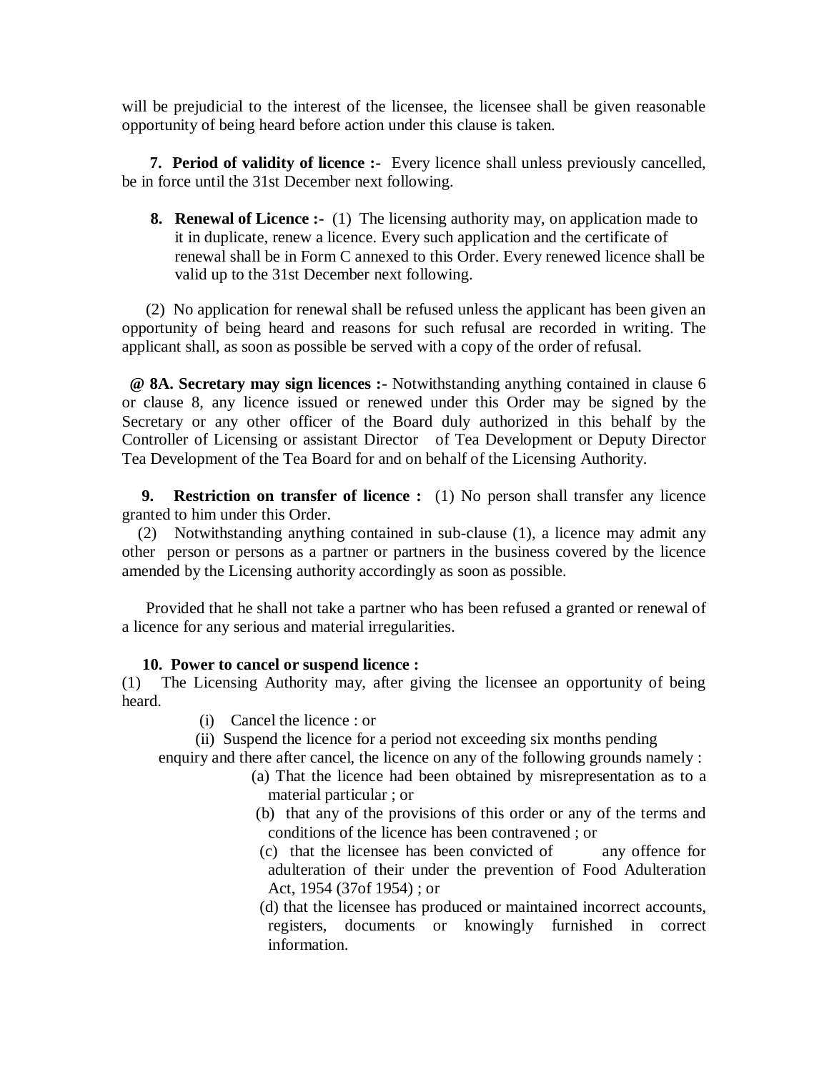will be prejudicial to the interest of the licensee, the licensee shall be given reasonable opportunity of being heard before action under this clause is taken.

**7. Period of validity of licence :-** Every licence shall unless previously cancelled, be in force until the 31st December next following.

**8. Renewal of Licence :-** (1) The licensing authority may, on application made to it in duplicate, renew a licence. Every such application and the certificate of renewal shall be in Form C annexed to this Order. Every renewed licence shall be valid up to the 31st December next following.

(2) No application for renewal shall be refused unless the applicant has been given an opportunity of being heard and reasons for such refusal are recorded in writing. The applicant shall, as soon as possible be served with a copy of the order of refusal.

**@ 8A. Secretary may sign licences :-** Notwithstanding anything contained in clause 6 or clause 8, any licence issued or renewed under this Order may be signed by the Secretary or any other officer of the Board duly authorized in this behalf by the Controller of Licensing or assistant Director of Tea Development or Deputy Director Tea Development of the Tea Board for and on behalf of the Licensing Authority.

**9. Restriction on transfer of licence :** (1) No person shall transfer any licence granted to him under this Order.

(2) Notwithstanding anything contained in sub-clause (1), a licence may admit any other person or persons as a partner or partners in the business covered by the licence amended by the Licensing authority accordingly as soon as possible.

Provided that he shall not take a partner who has been refused a granted or renewal of a licence for any serious and material irregularities.

**10. Power to cancel or suspend licence :**

(1) The Licensing Authority may, after giving the licensee an opportunity of being heard.

(i) Cancel the licence : or

(ii) Suspend the licence for a period not exceeding six months pending enquiry and there after cancel, the licence on any of the following grounds namely :

(a) That the licence had been obtained by misrepresentation as to a material particular ; or

(b) that any of the provisions of this order or any of the terms and conditions of the licence has been contravened ; or

(c) that the licensee has been convicted of any offence for adulteration of their under the prevention of Food Adulteration Act, 1954 (37of 1954) ; or

(d) that the licensee has produced or maintained incorrect accounts, registers, documents or knowingly furnished in correct information.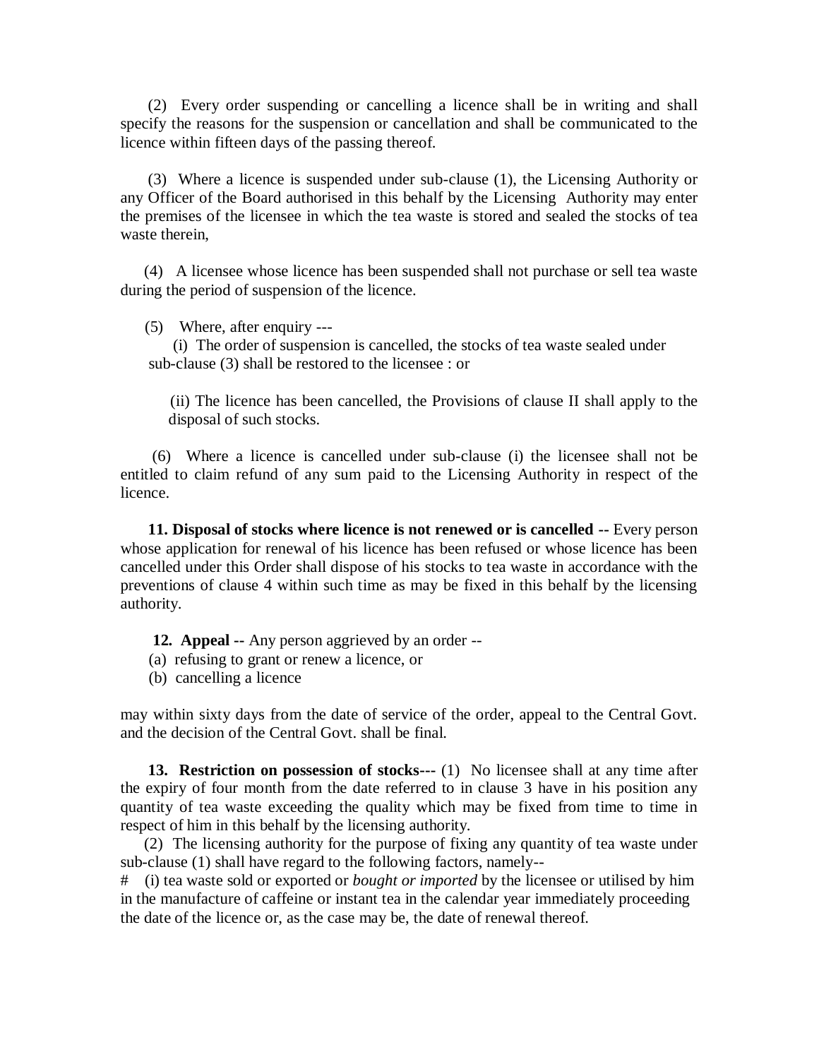(2) Every order suspending or cancelling a licence shall be in writing and shall specify the reasons for the suspension or cancellation and shall be communicated to the licence within fifteen days of the passing thereof.

(3) Where a licence is suspended under sub-clause (1), the Licensing Authority or any Officer of the Board authorised in this behalf by the Licensing Authority may enter the premises of the licensee in which the tea waste is stored and sealed the stocks of tea waste therein,

(4) A licensee whose licence has been suspended shall not purchase or sell tea waste during the period of suspension of the licence.

(5) Where, after enquiry ---

(i) The order of suspension is cancelled, the stocks of tea waste sealed under sub-clause (3) shall be restored to the licensee : or

(ii) The licence has been cancelled, the Provisions of clause II shall apply to the disposal of such stocks.

(6) Where a licence is cancelled under sub-clause (i) the licensee shall not be entitled to claim refund of any sum paid to the Licensing Authority in respect of the licence.

**11. Disposal of stocks where licence is not renewed or is cancelled --** Every person whose application for renewal of his licence has been refused or whose licence has been cancelled under this Order shall dispose of his stocks to tea waste in accordance with the preventions of clause 4 within such time as may be fixed in this behalf by the licensing authority.

**12. Appeal --** Any person aggrieved by an order --

(a) refusing to grant or renew a licence, or
(b) cancelling a licence

may within sixty days from the date of service of the order, appeal to the Central Govt. and the decision of the Central Govt. shall be final.

**13. Restriction on possession of stocks---** (1) No licensee shall at any time after the expiry of four month from the date referred to in clause 3 have in his position any quantity of tea waste exceeding the quality which may be fixed from time to time in respect of him in this behalf by the licensing authority.

(2) The licensing authority for the purpose of fixing any quantity of tea waste under sub-clause (1) shall have regard to the following factors, namely--

# (i) tea waste sold or exported or *bought or imported* by the licensee or utilised by him in the manufacture of caffeine or instant tea in the calendar year immediately proceeding the date of the licence or, as the case may be, the date of renewal thereof.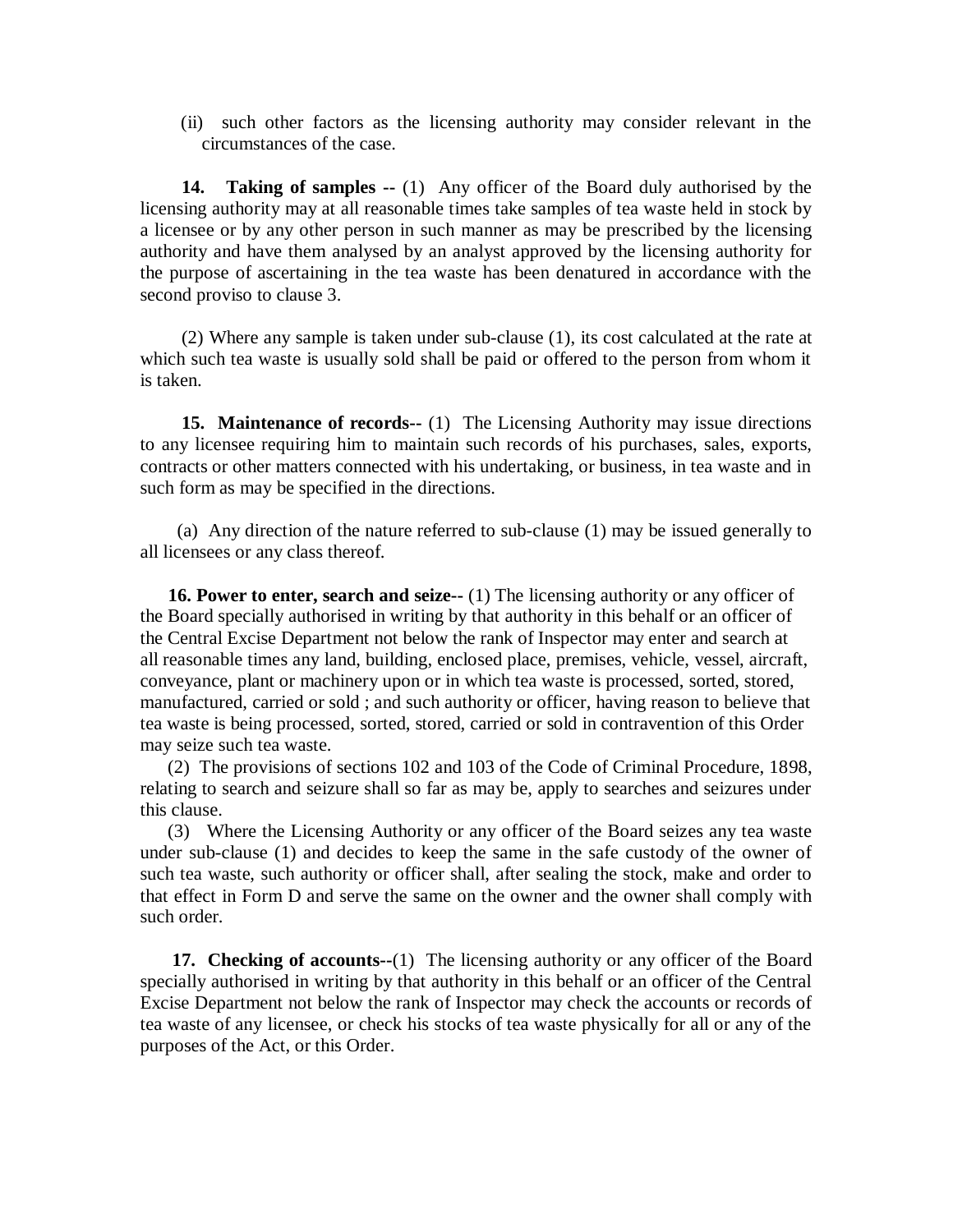(ii) such other factors as the licensing authority may consider relevant in the circumstances of the case.

**14. Taking of samples --** (1) Any officer of the Board duly authorised by the licensing authority may at all reasonable times take samples of tea waste held in stock by a licensee or by any other person in such manner as may be prescribed by the licensing authority and have them analysed by an analyst approved by the licensing authority for the purpose of ascertaining in the tea waste has been denatured in accordance with the second proviso to clause 3.

(2) Where any sample is taken under sub-clause (1), its cost calculated at the rate at which such tea waste is usually sold shall be paid or offered to the person from whom it is taken.

**15. Maintenance of records--** (1) The Licensing Authority may issue directions to any licensee requiring him to maintain such records of his purchases, sales, exports, contracts or other matters connected with his undertaking, or business, in tea waste and in such form as may be specified in the directions.

(a) Any direction of the nature referred to sub-clause (1) may be issued generally to all licensees or any class thereof.

**16. Power to enter, search and seize--** (1) The licensing authority or any officer of the Board specially authorised in writing by that authority in this behalf or an officer of the Central Excise Department not below the rank of Inspector may enter and search at all reasonable times any land, building, enclosed place, premises, vehicle, vessel, aircraft, conveyance, plant or machinery upon or in which tea waste is processed, sorted, stored, manufactured, carried or sold ; and such authority or officer, having reason to believe that tea waste is being processed, sorted, stored, carried or sold in contravention of this Order may seize such tea waste.

(2) The provisions of sections 102 and 103 of the Code of Criminal Procedure, 1898, relating to search and seizure shall so far as may be, apply to searches and seizures under this clause.

(3) Where the Licensing Authority or any officer of the Board seizes any tea waste under sub-clause (1) and decides to keep the same in the safe custody of the owner of such tea waste, such authority or officer shall, after sealing the stock, make and order to that effect in Form D and serve the same on the owner and the owner shall comply with such order.

**17. Checking of accounts--**(1) The licensing authority or any officer of the Board specially authorised in writing by that authority in this behalf or an officer of the Central Excise Department not below the rank of Inspector may check the accounts or records of tea waste of any licensee, or check his stocks of tea waste physically for all or any of the purposes of the Act, or this Order.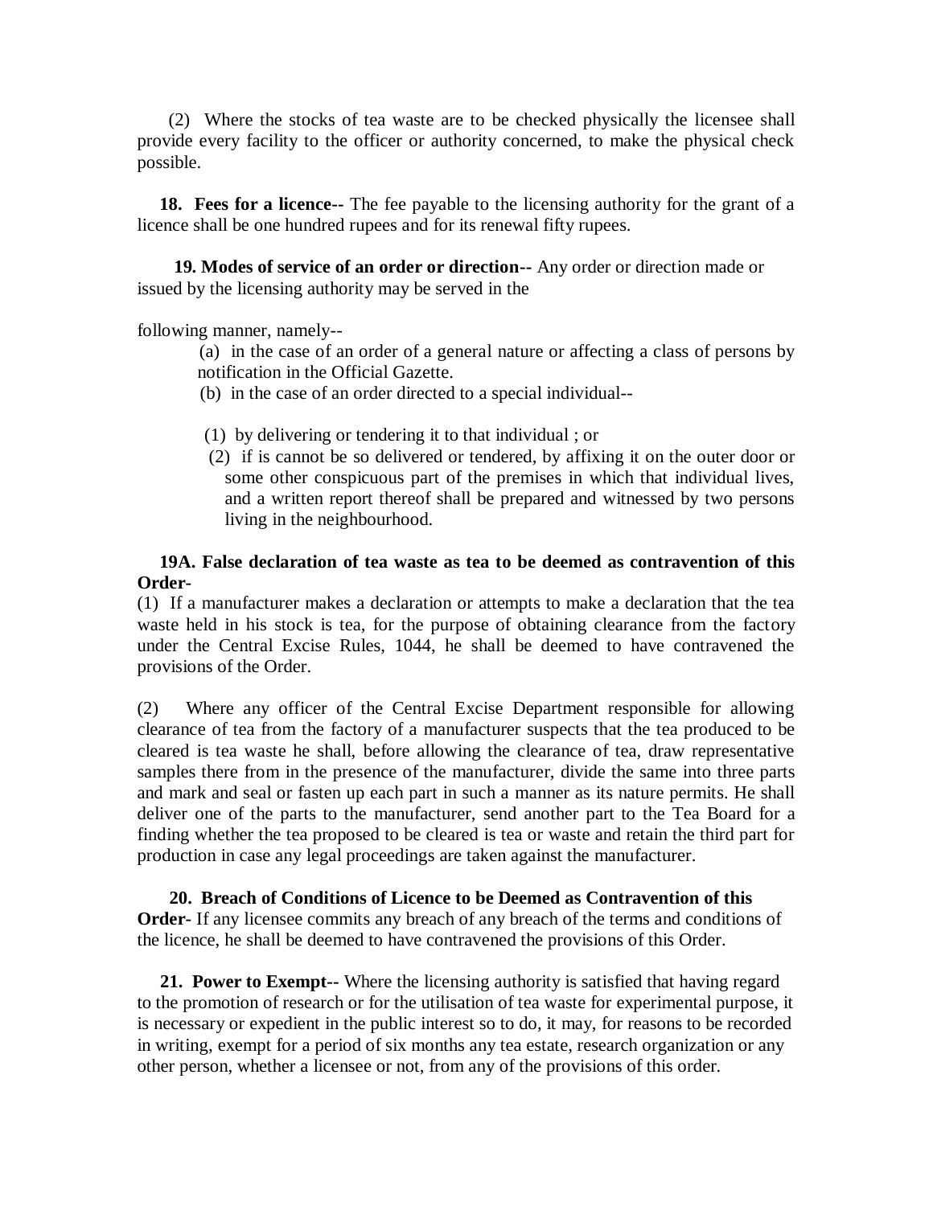(2) Where the stocks of tea waste are to be checked physically the licensee shall provide every facility to the officer or authority concerned, to make the physical check possible.

**18. Fees for a licence--** The fee payable to the licensing authority for the grant of a licence shall be one hundred rupees and for its renewal fifty rupees.

**19. Modes of service of an order or direction--** Any order or direction made or issued by the licensing authority may be served in the

following manner, namely--

(a) in the case of an order of a general nature or affecting a class of persons by notification in the Official Gazette.

(b) in the case of an order directed to a special individual--

(1) by delivering or tendering it to that individual ; or

(2) if is cannot be so delivered or tendered, by affixing it on the outer door or some other conspicuous part of the premises in which that individual lives, and a written report thereof shall be prepared and witnessed by two persons living in the neighbourhood.

**19A. False declaration of tea waste as tea to be deemed as contravention of this Order-**

(1) If a manufacturer makes a declaration or attempts to make a declaration that the tea waste held in his stock is tea, for the purpose of obtaining clearance from the factory under the Central Excise Rules, 1044, he shall be deemed to have contravened the provisions of the Order.

(2) Where any officer of the Central Excise Department responsible for allowing clearance of tea from the factory of a manufacturer suspects that the tea produced to be cleared is tea waste he shall, before allowing the clearance of tea, draw representative samples there from in the presence of the manufacturer, divide the same into three parts and mark and seal or fasten up each part in such a manner as its nature permits. He shall deliver one of the parts to the manufacturer, send another part to the Tea Board for a finding whether the tea proposed to be cleared is tea or waste and retain the third part for production in case any legal proceedings are taken against the manufacturer.

**20. Breach of Conditions of Licence to be Deemed as Contravention of this Order-** If any licensee commits any breach of any breach of the terms and conditions of the licence, he shall be deemed to have contravened the provisions of this Order.

**21. Power to Exempt--** Where the licensing authority is satisfied that having regard to the promotion of research or for the utilisation of tea waste for experimental purpose, it is necessary or expedient in the public interest so to do, it may, for reasons to be recorded in writing, exempt for a period of six months any tea estate, research organization or any other person, whether a licensee or not, from any of the provisions of this order.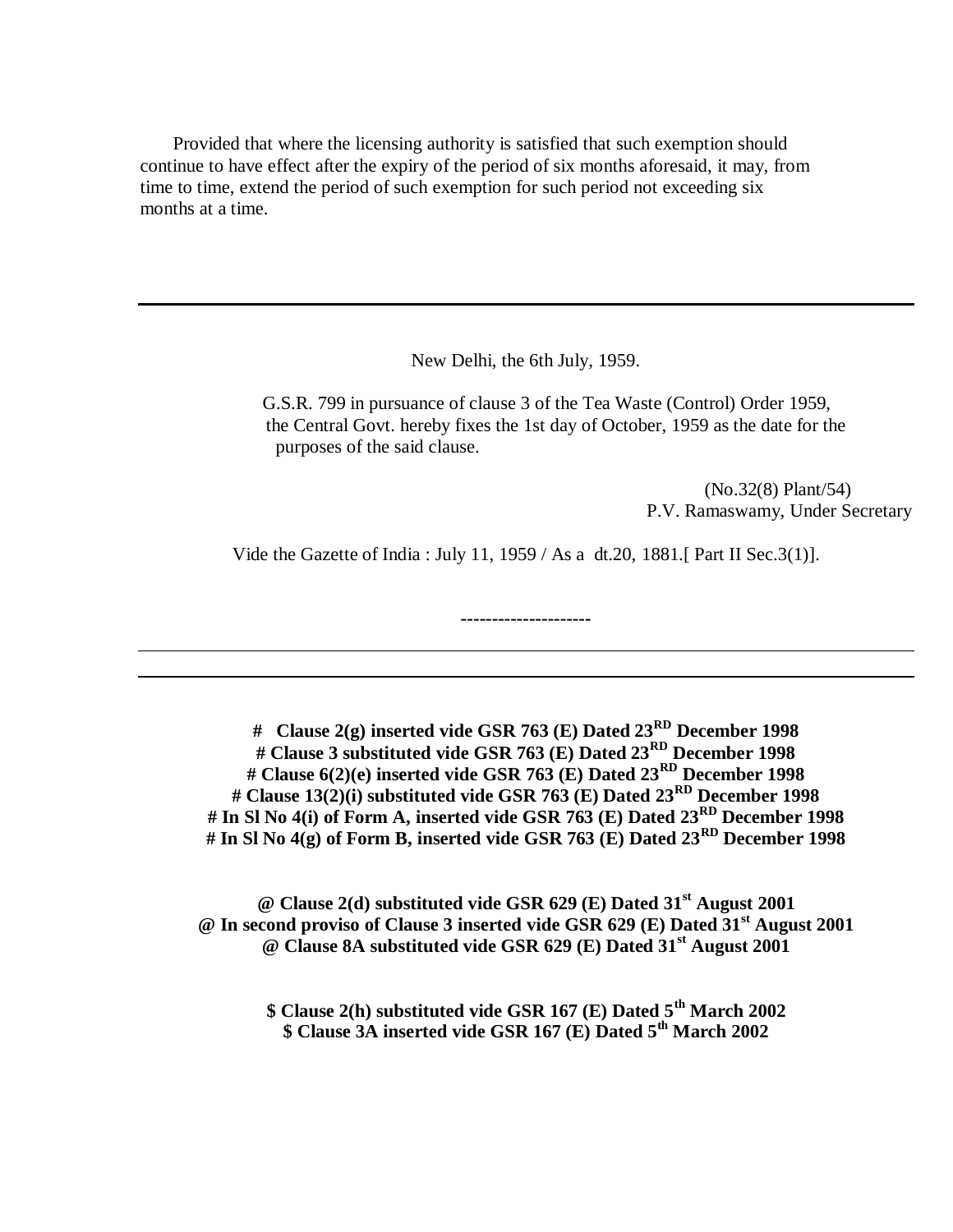Provided that where the licensing authority is satisfied that such exemption should continue to have effect after the expiry of the period of six months aforesaid, it may, from time to time, extend the period of such exemption for such period not exceeding six months at a time.

---

New Delhi, the 6th July, 1959.

G.S.R. 799 in pursuance of clause 3 of the Tea Waste (Control) Order 1959, the Central Govt. hereby fixes the 1st day of October, 1959 as the date for the purposes of the said clause.

(No.32(8) Plant/54)
P.V. Ramaswamy, Under Secretary

Vide the Gazette of India : July 11, 1959 / As a dt.20, 1881.[ Part II Sec.3(1)].

---------------------

---

**# Clause 2(g) inserted vide GSR 763 (E) Dated 23RD December 1998**
**# Clause 3 substituted vide GSR 763 (E) Dated 23RD December 1998**
**# Clause 6(2)(e) inserted vide GSR 763 (E) Dated 23RD December 1998**
**# Clause 13(2)(i) substituted vide GSR 763 (E) Dated 23RD December 1998**
**# In Sl No 4(i) of Form A, inserted vide GSR 763 (E) Dated 23RD December 1998**
**# In Sl No 4(g) of Form B, inserted vide GSR 763 (E) Dated 23RD December 1998**

**@ Clause 2(d) substituted vide GSR 629 (E) Dated 31st August 2001**
**@ In second proviso of Clause 3 inserted vide GSR 629 (E) Dated 31st August 2001**
**@ Clause 8A substituted vide GSR 629 (E) Dated 31st August 2001**

**$ Clause 2(h) substituted vide GSR 167 (E) Dated 5th March 2002**
**$ Clause 3A inserted vide GSR 167 (E) Dated 5th March 2002**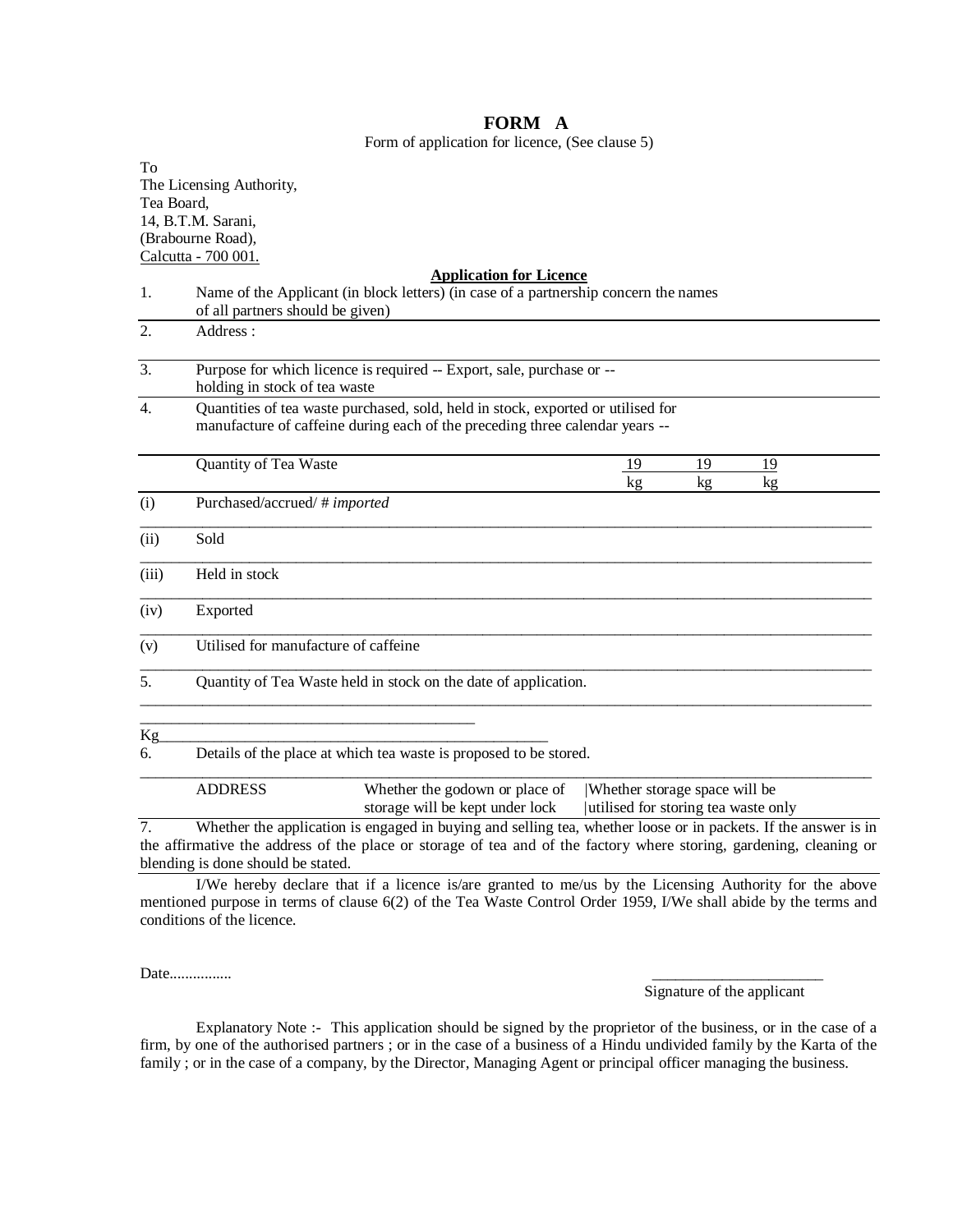# FORM A

Form of application for licence, (See clause 5)

To
The Licensing Authority,
Tea Board,
14, B.T.M. Sarani,
(Brabourne Road),
Calcutta - 700 001.

**Application for Licence**

1. Name of the Applicant (in block letters) (in case of a partnership concern the names of all partners should be given)

2. Address :

3. Purpose for which licence is required -- Export, sale, purchase or -- holding in stock of tea waste

4. Quantities of tea waste purchased, sold, held in stock, exported or utilised for manufacture of caffeine during each of the preceding three calendar years --

| | Quantity of Tea Waste | 19 kg | 19 kg | 19 kg |
|---|---|---|---|---|
| (i) | Purchased/accrued/ # *imported* | | | |
| (ii) | Sold | | | |
| (iii) | Held in stock | | | |
| (iv) | Exported | | | |
| (v) | Utilised for manufacture of caffeine | | | |

5. Quantity of Tea Waste held in stock on the date of application.

_____________________________________________

Kg_____________________________________________________

6. Details of the place at which tea waste is proposed to be stored.

| ADDRESS | Whether the godown or place of storage will be kept under lock | Whether storage space will be utilised for storing tea waste only |
|---|---|---|
| | | |

7. Whether the application is engaged in buying and selling tea, whether loose or in packets. If the answer is in the affirmative the address of the place or storage of tea and of the factory where storing, gardening, cleaning or blending is done should be stated.

I/We hereby declare that if a licence is/are granted to me/us by the Licensing Authority for the above mentioned purpose in terms of clause 6(2) of the Tea Waste Control Order 1959, I/We shall abide by the terms and conditions of the licence.

Date................

______________________
Signature of the applicant

Explanatory Note :- This application should be signed by the proprietor of the business, or in the case of a firm, by one of the authorised partners ; or in the case of a business of a Hindu undivided family by the Karta of the family ; or in the case of a company, by the Director, Managing Agent or principal officer managing the business.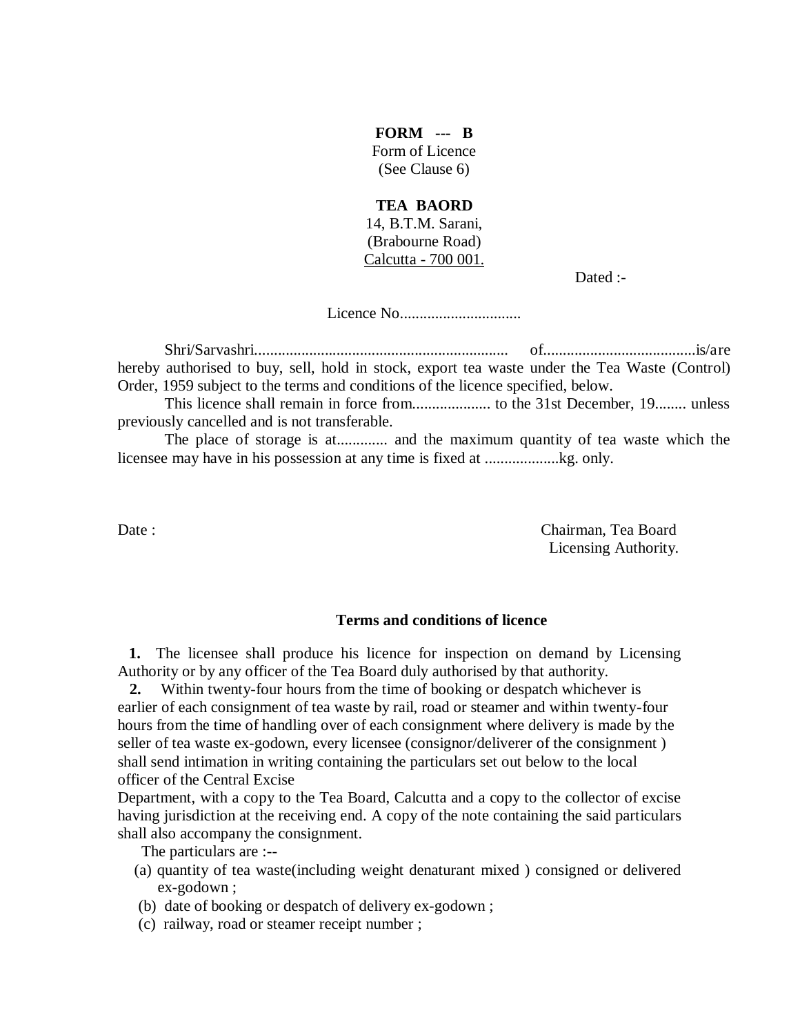**FORM --- B**

Form of Licence

(See Clause 6)

**TEA BAORD**

14, B.T.M. Sarani,

(Brabourne Road)

Calcutta - 700 001.

Dated :-

Licence No..............................

Shri/Sarvashri................................................................ of......................................is/are hereby authorised to buy, sell, hold in stock, export tea waste under the Tea Waste (Control) Order, 1959 subject to the terms and conditions of the licence specified, below.

This licence shall remain in force from.................... to the 31st December, 19........ unless previously cancelled and is not transferable.

The place of storage is at............. and the maximum quantity of tea waste which the licensee may have in his possession at any time is fixed at ...................kg. only.

Date :

Chairman, Tea Board
Licensing Authority.

**Terms and conditions of licence**

**1.** The licensee shall produce his licence for inspection on demand by Licensing Authority or by any officer of the Tea Board duly authorised by that authority.

**2.** Within twenty-four hours from the time of booking or despatch whichever is earlier of each consignment of tea waste by rail, road or steamer and within twenty-four hours from the time of handling over of each consignment where delivery is made by the seller of tea waste ex-godown, every licensee (consignor/deliverer of the consignment ) shall send intimation in writing containing the particulars set out below to the local officer of the Central Excise Department, with a copy to the Tea Board, Calcutta and a copy to the collector of excise having jurisdiction at the receiving end. A copy of the note containing the said particulars shall also accompany the consignment.

The particulars are :--

(a) quantity of tea waste(including weight denaturant mixed ) consigned or delivered ex-godown ;
(b) date of booking or despatch of delivery ex-godown ;
(c) railway, road or steamer receipt number ;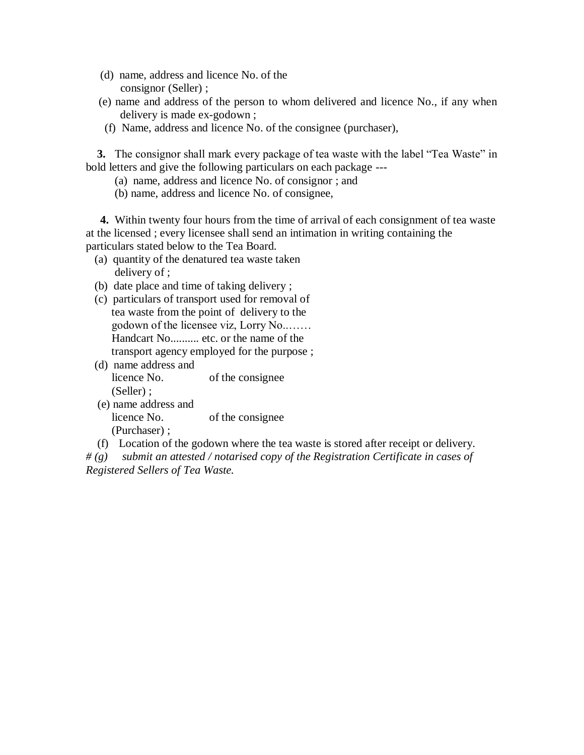(d) name, address and licence No. of the consignor (Seller) ;

(e) name and address of the person to whom delivered and licence No., if any when delivery is made ex-godown ;

(f) Name, address and licence No. of the consignee (purchaser),

**3.** The consignor shall mark every package of tea waste with the label "Tea Waste" in bold letters and give the following particulars on each package ---

(a) name, address and licence No. of consignor ; and

(b) name, address and licence No. of consignee,

**4.** Within twenty four hours from the time of arrival of each consignment of tea waste at the licensed ; every licensee shall send an intimation in writing containing the particulars stated below to the Tea Board.

(a) quantity of the denatured tea waste taken delivery of ;

(b) date place and time of taking delivery ;

(c) particulars of transport used for removal of tea waste from the point of delivery to the godown of the licensee viz, Lorry No.……. Handcart No.......... etc. or the name of the transport agency employed for the purpose ;

(d) name address and licence No. of the consignee (Seller) ;

(e) name address and licence No. of the consignee (Purchaser) ;

(f) Location of the godown where the tea waste is stored after receipt or delivery.

*# (g) submit an attested / notarised copy of the Registration Certificate in cases of Registered Sellers of Tea Waste.*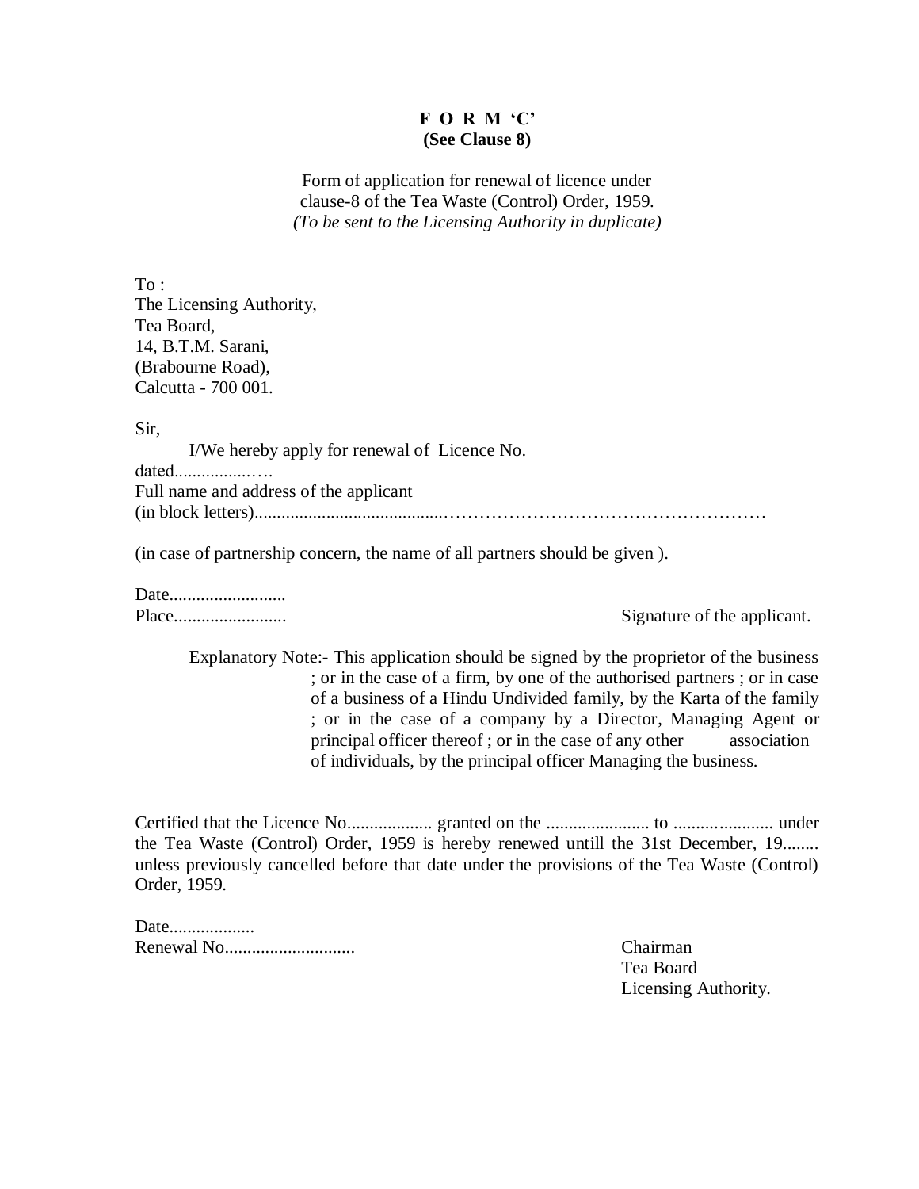**F O R M 'C'**
**(See Clause 8)**

Form of application for renewal of licence under clause-8 of the Tea Waste (Control) Order, 1959.
*(To be sent to the Licensing Authority in duplicate)*

To :
The Licensing Authority,
Tea Board,
14, B.T.M. Sarani,
(Brabourne Road),
Calcutta - 700 001.

Sir,

I/We hereby apply for renewal of Licence No.
dated...................
Full name and address of the applicant
(in block letters)............................................................................................................

(in case of partnership concern, the name of all partners should be given ).

Date..........................
Place........................ Signature of the applicant.

Explanatory Note:- This application should be signed by the proprietor of the business ; or in the case of a firm, by one of the authorised partners ; or in case of a business of a Hindu Undivided family, by the Karta of the family ; or in the case of a company by a Director, Managing Agent or principal officer thereof ; or in the case of any other association of individuals, by the principal officer Managing the business.

Certified that the Licence No................... granted on the ...................... to ...................... under the Tea Waste (Control) Order, 1959 is hereby renewed untill the 31st December, 19........ unless previously cancelled before that date under the provisions of the Tea Waste (Control) Order, 1959.

Date..................
Renewal No............................

Chairman
Tea Board
Licensing Authority.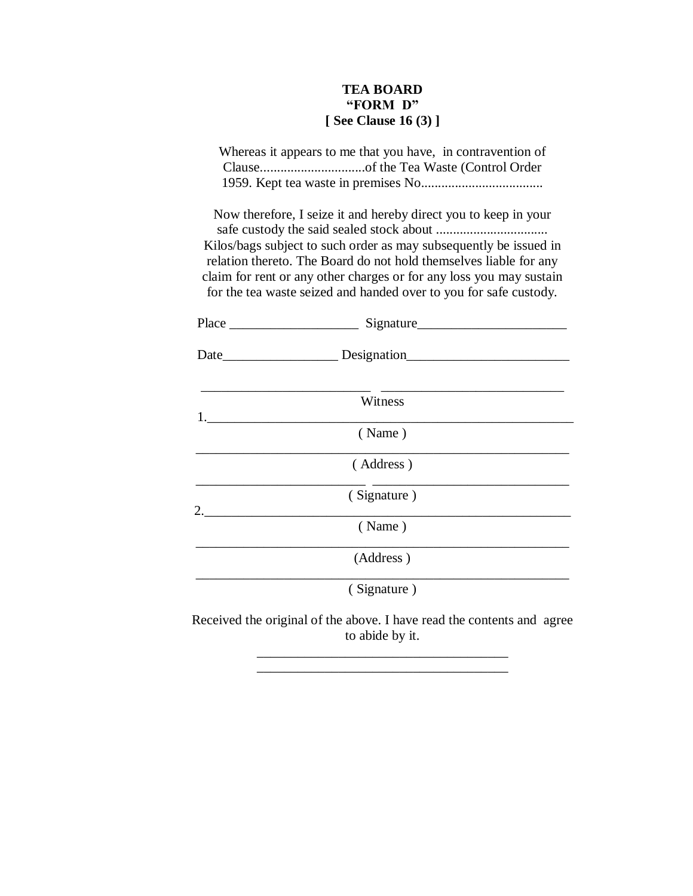**TEA BOARD**
**"FORM D"**
**[ See Clause 16 (3) ]**

Whereas it appears to me that you have, in contravention of Clause...............................of the Tea Waste (Control Order 1959. Kept tea waste in premises No....................................

Now therefore, I seize it and hereby direct you to keep in your safe custody the said sealed stock about ................................. Kilos/bags subject to such order as may subsequently be issued in relation thereto. The Board do not hold themselves liable for any claim for rent or any other charges or for any loss you may sustain for the tea waste seized and handed over to you for safe custody.

Place ___________________ Signature______________________

Date_________________ Designation________________________

_________________________ ___________________________

Witness

1.________________________________________________________

( Name )

__________________________________________________________

( Address )

_________________________ _____________________________

( Signature )

2.________________________________________________________

( Name )

__________________________________________________________

(Address )

__________________________________________________________

( Signature )

Received the original of the above. I have read the contents and agree to abide by it.

_____________________________________

_____________________________________